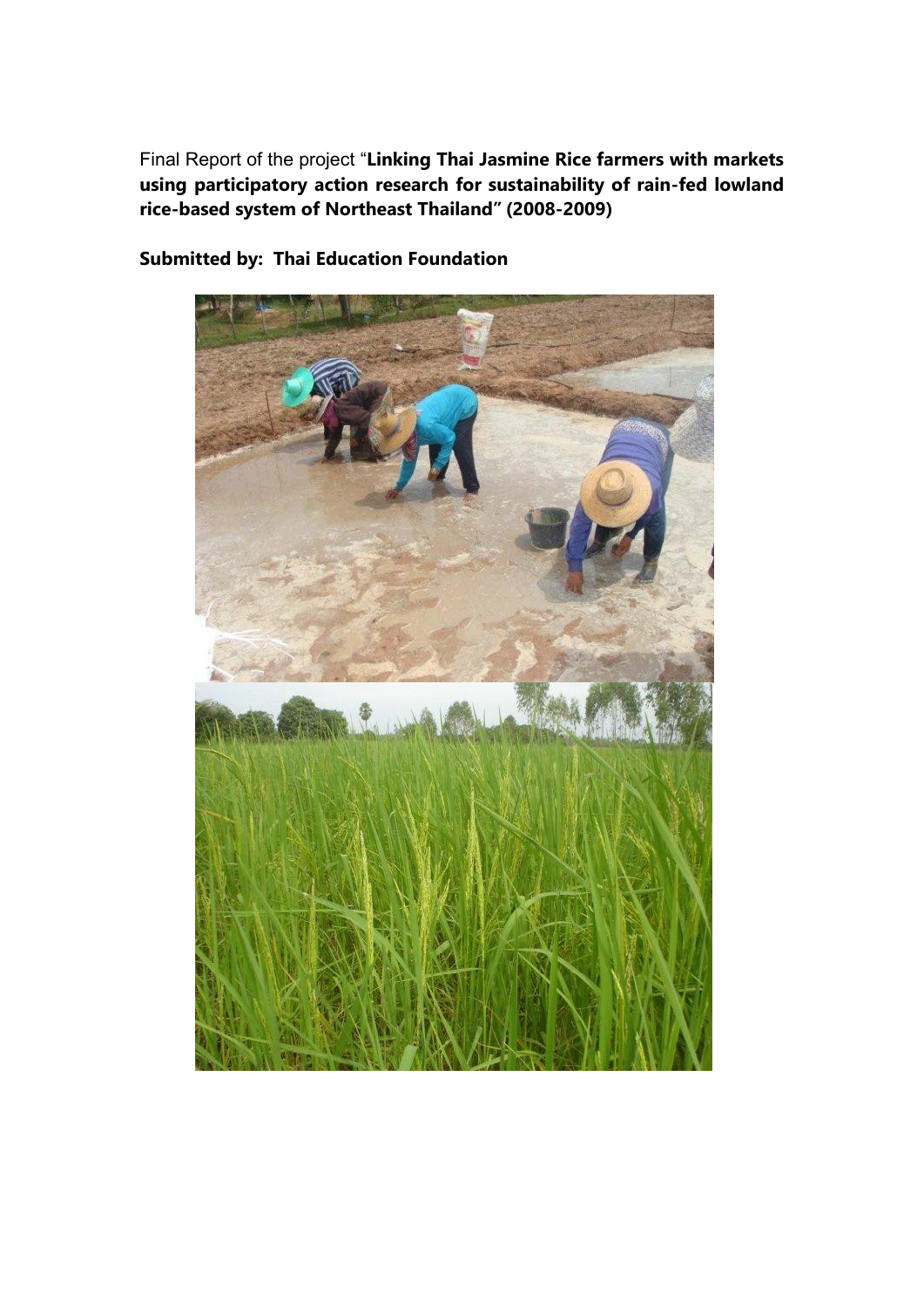Final Report of the project "**Linking Thai Jasmine Rice farmers with markets using participatory action research for sustainability of rain-fed lowland rice-based system of Northeast Thailand" (2008-2009)**

**Submitted by: Thai Education Foundation**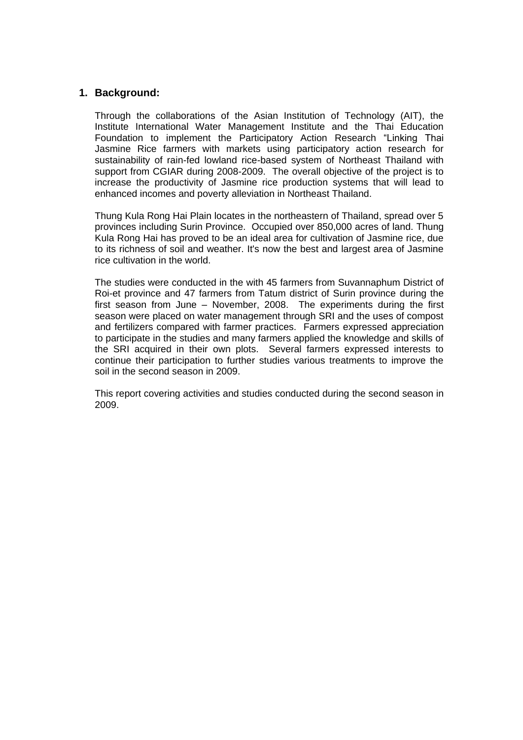## 1. Background:

Through the collaborations of the Asian Institution of Technology (AIT), the Institute International Water Management Institute and the Thai Education Foundation to implement the Participatory Action Research "Linking Thai Jasmine Rice farmers with markets using participatory action research for sustainability of rain-fed lowland rice-based system of Northeast Thailand with support from CGIAR during 2008-2009. The overall objective of the project is to increase the productivity of Jasmine rice production systems that will lead to enhanced incomes and poverty alleviation in Northeast Thailand.

Thung Kula Rong Hai Plain locates in the northeastern of Thailand, spread over 5 provinces including Surin Province. Occupied over 850,000 acres of land. Thung Kula Rong Hai has proved to be an ideal area for cultivation of Jasmine rice, due to its richness of soil and weather. It's now the best and largest area of Jasmine rice cultivation in the world.

The studies were conducted in the with 45 farmers from Suvannaphum District of Roi-et province and 47 farmers from Tatum district of Surin province during the first season from June – November, 2008. The experiments during the first season were placed on water management through SRI and the uses of compost and fertilizers compared with farmer practices. Farmers expressed appreciation to participate in the studies and many farmers applied the knowledge and skills of the SRI acquired in their own plots. Several farmers expressed interests to continue their participation to further studies various treatments to improve the soil in the second season in 2009.

This report covering activities and studies conducted during the second season in 2009.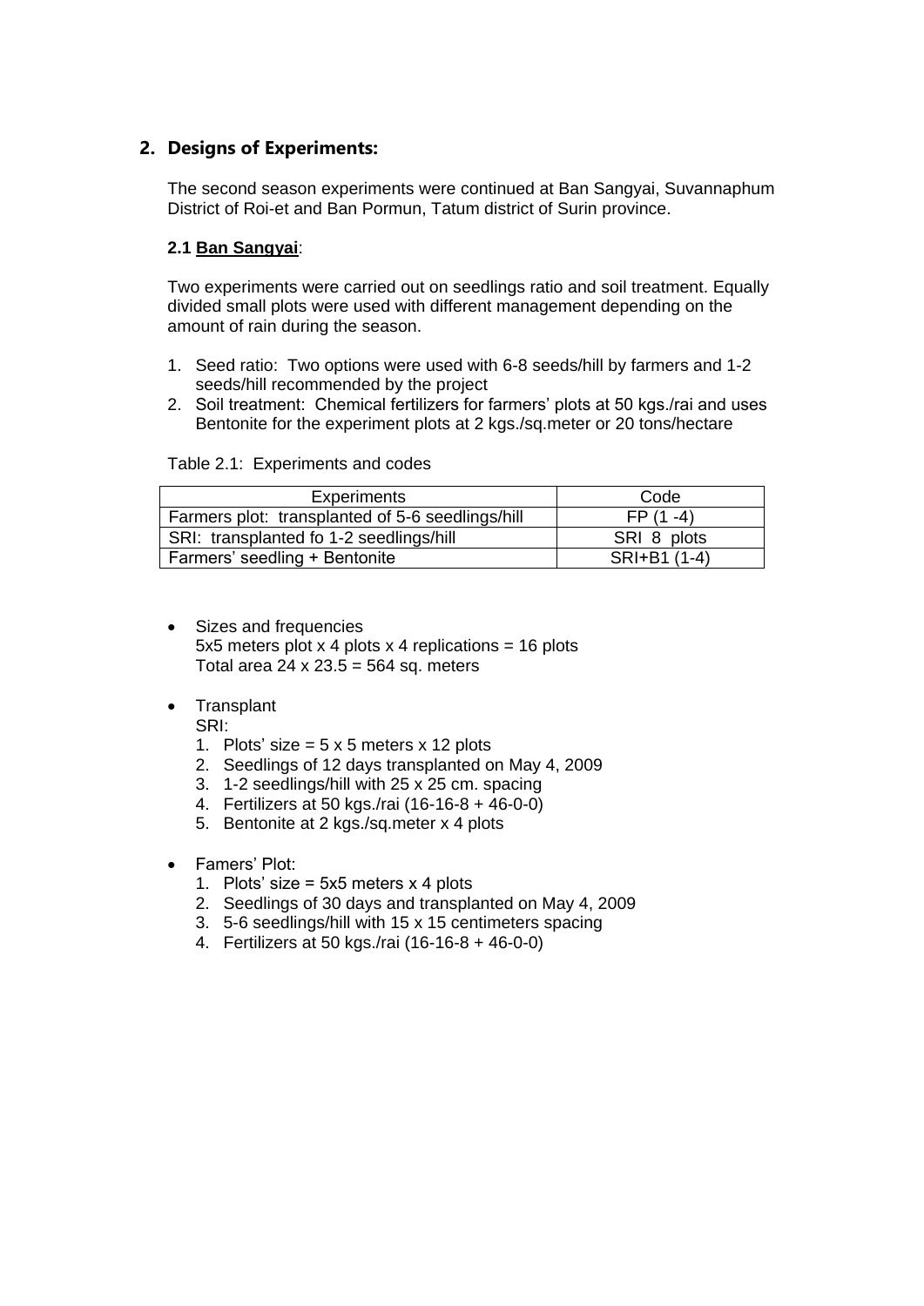## 2. Designs of Experiments:

The second season experiments were continued at Ban Sangyai, Suvannaphum District of Roi-et and Ban Pormun, Tatum district of Surin province.

### 2.1 <u>Ban Sangyai</u>:

Two experiments were carried out on seedlings ratio and soil treatment. Equally divided small plots were used with different management depending on the amount of rain during the season.

1. Seed ratio: Two options were used with 6-8 seeds/hill by farmers and 1-2 seeds/hill recommended by the project
2. Soil treatment: Chemical fertilizers for farmers' plots at 50 kgs./rai and uses Bentonite for the experiment plots at 2 kgs./sq.meter or 20 tons/hectare

Table 2.1: Experiments and codes

| Experiments | Code |
|---|---|
| Farmers plot: transplanted of 5-6 seedlings/hill | FP (1 -4) |
| SRI: transplanted fo 1-2 seedlings/hill | SRI 8 plots |
| Farmers' seedling + Bentonite | SRI+B1 (1-4) |

- Sizes and frequencies
  5x5 meters plot x 4 plots x 4 replications = 16 plots
  Total area 24 x 23.5 = 564 sq. meters

- Transplant
  SRI:
  1. Plots' size = 5 x 5 meters x 12 plots
  2. Seedlings of 12 days transplanted on May 4, 2009
  3. 1-2 seedlings/hill with 25 x 25 cm. spacing
  4. Fertilizers at 50 kgs./rai (16-16-8 + 46-0-0)
  5. Bentonite at 2 kgs./sq.meter x 4 plots

- Famers' Plot:
  1. Plots' size = 5x5 meters x 4 plots
  2. Seedlings of 30 days and transplanted on May 4, 2009
  3. 5-6 seedlings/hill with 15 x 15 centimeters spacing
  4. Fertilizers at 50 kgs./rai (16-16-8 + 46-0-0)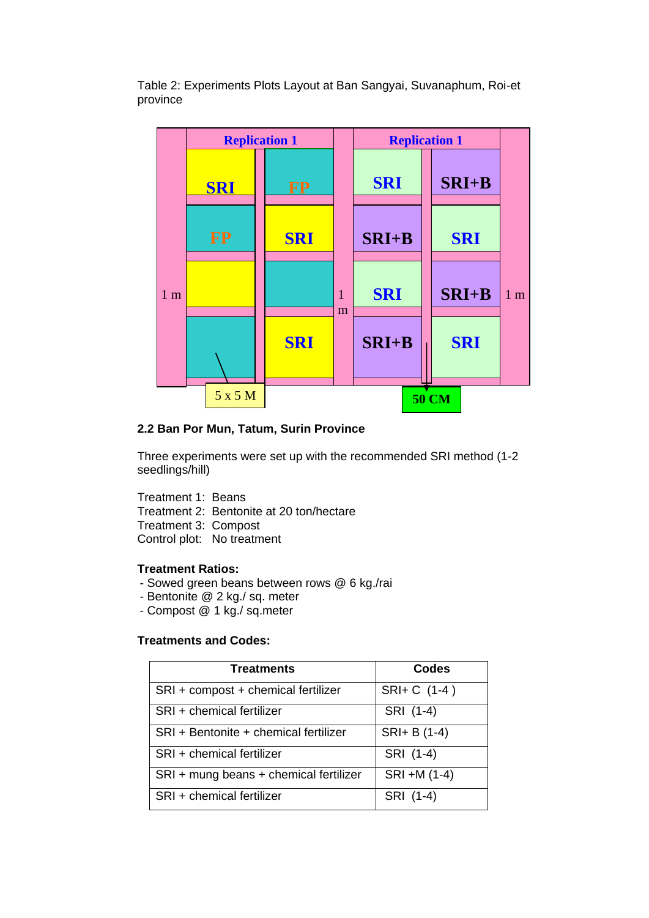Table 2: Experiments Plots Layout at Ban Sangyai, Suvanaphum, Roi-et province

| Replication 1 | | Replication 1 | |
|---|---|---|---|
| SRI | FP | SRI | SRI+B |
| FP | SRI | SRI+B | SRI |
| | | SRI | SRI+B |
| | SRI | SRI+B | SRI |

1 m | 1 m | 1 m | 5 x 5 M | 50 CM

## 2.2 Ban Por Mun, Tatum, Surin Province

Three experiments were set up with the recommended SRI method (1-2 seedlings/hill)

Treatment 1: Beans
Treatment 2: Bentonite at 20 ton/hectare
Treatment 3: Compost
Control plot: No treatment

**Treatment Ratios:**

- Sowed green beans between rows @ 6 kg./rai
- Bentonite @ 2 kg./ sq. meter
- Compost @ 1 kg./ sq.meter

**Treatments and Codes:**

| Treatments | Codes |
|---|---|
| SRI + compost + chemical fertilizer | SRI+ C (1-4 ) |
| SRI + chemical fertilizer | SRI (1-4) |
| SRI + Bentonite + chemical fertilizer | SRI+ B (1-4) |
| SRI + chemical fertilizer | SRI (1-4) |
| SRI + mung beans + chemical fertilizer | SRI +M (1-4) |
| SRI + chemical fertilizer | SRI (1-4) |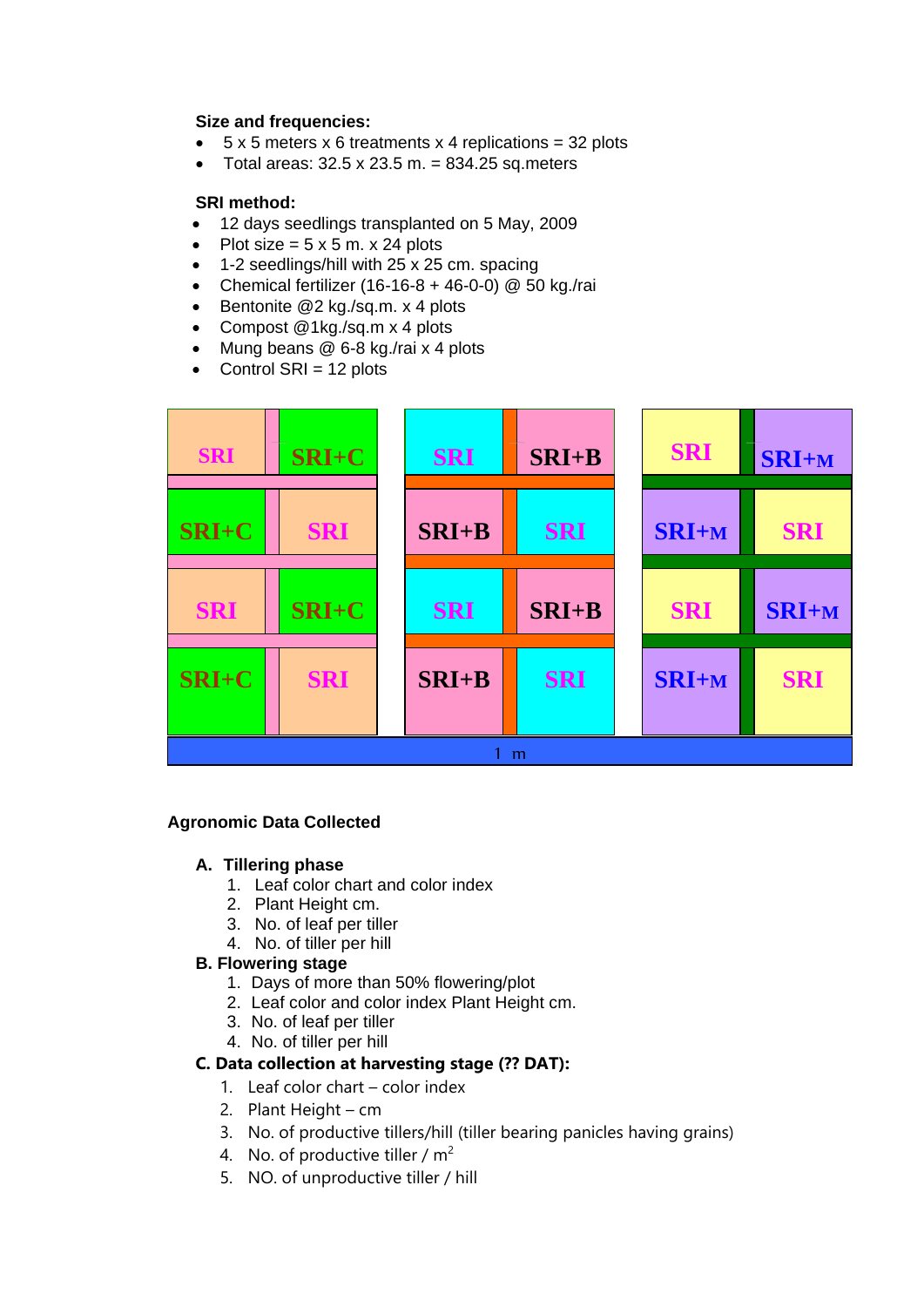**Size and frequencies:**

- 5 x 5 meters x 6 treatments x 4 replications = 32 plots
- Total areas: 32.5 x 23.5 m. = 834.25 sq.meters

**SRI method:**

- 12 days seedlings transplanted on 5 May, 2009
- Plot size = 5 x 5 m. x 24 plots
- 1-2 seedlings/hill with 25 x 25 cm. spacing
- Chemical fertilizer (16-16-8 + 46-0-0) @ 50 kg./rai
- Bentonite @2 kg./sq.m. x 4 plots
- Compost @1kg./sq.m x 4 plots
- Mung beans @ 6-8 kg./rai x 4 plots
- Control SRI = 12 plots

| | | | | | |
|---|---|---|---|---|---|
| SRI | SRI+C | SRI | SRI+B | SRI | SRI+M |
| SRI+C | SRI | SRI+B | SRI | SRI+M | SRI |
| SRI | SRI+C | SRI | SRI+B | SRI | SRI+M |
| SRI+C | SRI | SRI+B | SRI | SRI+M | SRI |

1 m

**Agronomic Data Collected**

**A. Tillering phase**

1. Leaf color chart and color index
2. Plant Height cm.
3. No. of leaf per tiller
4. No. of tiller per hill

**B. Flowering stage**

1. Days of more than 50% flowering/plot
2. Leaf color and color index Plant Height cm.
3. No. of leaf per tiller
4. No. of tiller per hill

**C. Data collection at harvesting stage (?? DAT):**

1. Leaf color chart – color index
2. Plant Height – cm
3. No. of productive tillers/hill (tiller bearing panicles having grains)
4. No. of productive tiller / $m^2$
5. NO. of unproductive tiller / hill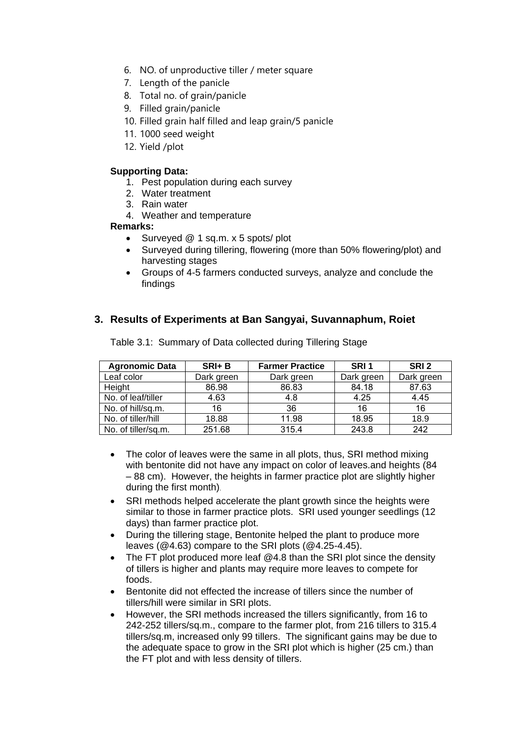6. NO. of unproductive tiller / meter square
7. Length of the panicle
8. Total no. of grain/panicle
9. Filled grain/panicle
10. Filled grain half filled and leap grain/5 panicle
11. 1000 seed weight
12. Yield /plot

**Supporting Data:**

1. Pest population during each survey
2. Water treatment
3. Rain water
4. Weather and temperature

**Remarks:**

- Surveyed @ 1 sq.m. x 5 spots/ plot
- Surveyed during tillering, flowering (more than 50% flowering/plot) and harvesting stages
- Groups of 4-5 farmers conducted surveys, analyze and conclude the findings

## 3. Results of Experiments at Ban Sangyai, Suvannaphum, Roiet

Table 3.1: Summary of Data collected during Tillering Stage

| Agronomic Data | SRI+ B | Farmer Practice | SRI 1 | SRI 2 |
|---|---|---|---|---|
| Leaf color | Dark green | Dark green | Dark green | Dark green |
| Height | 86.98 | 86.83 | 84.18 | 87.63 |
| No. of leaf/tiller | 4.63 | 4.8 | 4.25 | 4.45 |
| No. of hill/sq.m. | 16 | 36 | 16 | 16 |
| No. of tiller/hill | 18.88 | 11.98 | 18.95 | 18.9 |
| No. of tiller/sq.m. | 251.68 | 315.4 | 243.8 | 242 |

- The color of leaves were the same in all plots, thus, SRI method mixing with bentonite did not have any impact on color of leaves.and heights (84 – 88 cm). However, the heights in farmer practice plot are slightly higher during the first month).
- SRI methods helped accelerate the plant growth since the heights were similar to those in farmer practice plots. SRI used younger seedlings (12 days) than farmer practice plot.
- During the tillering stage, Bentonite helped the plant to produce more leaves (@4.63) compare to the SRI plots (@4.25-4.45).
- The FT plot produced more leaf @4.8 than the SRI plot since the density of tillers is higher and plants may require more leaves to compete for foods.
- Bentonite did not effected the increase of tillers since the number of tillers/hill were similar in SRI plots.
- However, the SRI methods increased the tillers significantly, from 16 to 242-252 tillers/sq.m., compare to the farmer plot, from 216 tillers to 315.4 tillers/sq.m, increased only 99 tillers. The significant gains may be due to the adequate space to grow in the SRI plot which is higher (25 cm.) than the FT plot and with less density of tillers.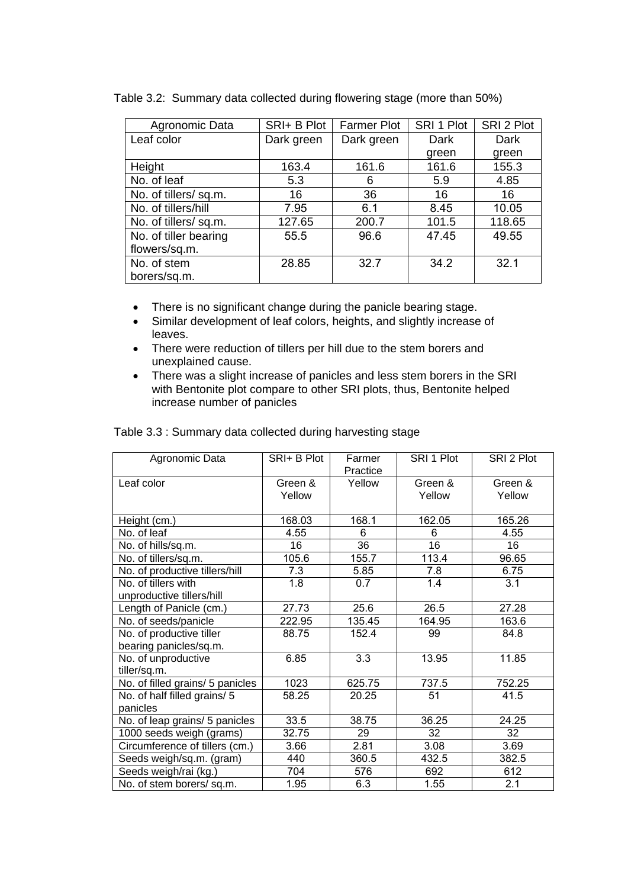Table 3.2: Summary data collected during flowering stage (more than 50%)

| Agronomic Data | SRI+ B Plot | Farmer Plot | SRI 1 Plot | SRI 2 Plot |
|---|---|---|---|---|
| Leaf color | Dark green | Dark green | Dark green | Dark green |
| Height | 163.4 | 161.6 | 161.6 | 155.3 |
| No. of leaf | 5.3 | 6 | 5.9 | 4.85 |
| No. of tillers/ sq.m. | 16 | 36 | 16 | 16 |
| No. of tillers/hill | 7.95 | 6.1 | 8.45 | 10.05 |
| No. of tillers/ sq.m. | 127.65 | 200.7 | 101.5 | 118.65 |
| No. of tiller bearing flowers/sq.m. | 55.5 | 96.6 | 47.45 | 49.55 |
| No. of stem borers/sq.m. | 28.85 | 32.7 | 34.2 | 32.1 |

- There is no significant change during the panicle bearing stage.
- Similar development of leaf colors, heights, and slightly increase of leaves.
- There were reduction of tillers per hill due to the stem borers and unexplained cause.
- There was a slight increase of panicles and less stem borers in the SRI with Bentonite plot compare to other SRI plots, thus, Bentonite helped increase number of panicles

Table 3.3 : Summary data collected during harvesting stage

| Agronomic Data | SRI+ B Plot | Farmer Practice | SRI 1 Plot | SRI 2 Plot |
|---|---|---|---|---|
| Leaf color | Green & Yellow | Yellow | Green & Yellow | Green & Yellow |
| Height (cm.) | 168.03 | 168.1 | 162.05 | 165.26 |
| No. of leaf | 4.55 | 6 | 6 | 4.55 |
| No. of hills/sq.m. | 16 | 36 | 16 | 16 |
| No. of tillers/sq.m. | 105.6 | 155.7 | 113.4 | 96.65 |
| No. of productive tillers/hill | 7.3 | 5.85 | 7.8 | 6.75 |
| No. of tillers with unproductive tillers/hill | 1.8 | 0.7 | 1.4 | 3.1 |
| Length of Panicle (cm.) | 27.73 | 25.6 | 26.5 | 27.28 |
| No. of seeds/panicle | 222.95 | 135.45 | 164.95 | 163.6 |
| No. of productive tiller bearing panicles/sq.m. | 88.75 | 152.4 | 99 | 84.8 |
| No. of unproductive tiller/sq.m. | 6.85 | 3.3 | 13.95 | 11.85 |
| No. of filled grains/ 5 panicles | 1023 | 625.75 | 737.5 | 752.25 |
| No. of half filled grains/ 5 panicles | 58.25 | 20.25 | 51 | 41.5 |
| No. of leap grains/ 5 panicles | 33.5 | 38.75 | 36.25 | 24.25 |
| 1000 seeds weigh (grams) | 32.75 | 29 | 32 | 32 |
| Circumference of tillers (cm.) | 3.66 | 2.81 | 3.08 | 3.69 |
| Seeds weigh/sq.m. (gram) | 440 | 360.5 | 432.5 | 382.5 |
| Seeds weigh/rai (kg.) | 704 | 576 | 692 | 612 |
| No. of stem borers/ sq.m. | 1.95 | 6.3 | 1.55 | 2.1 |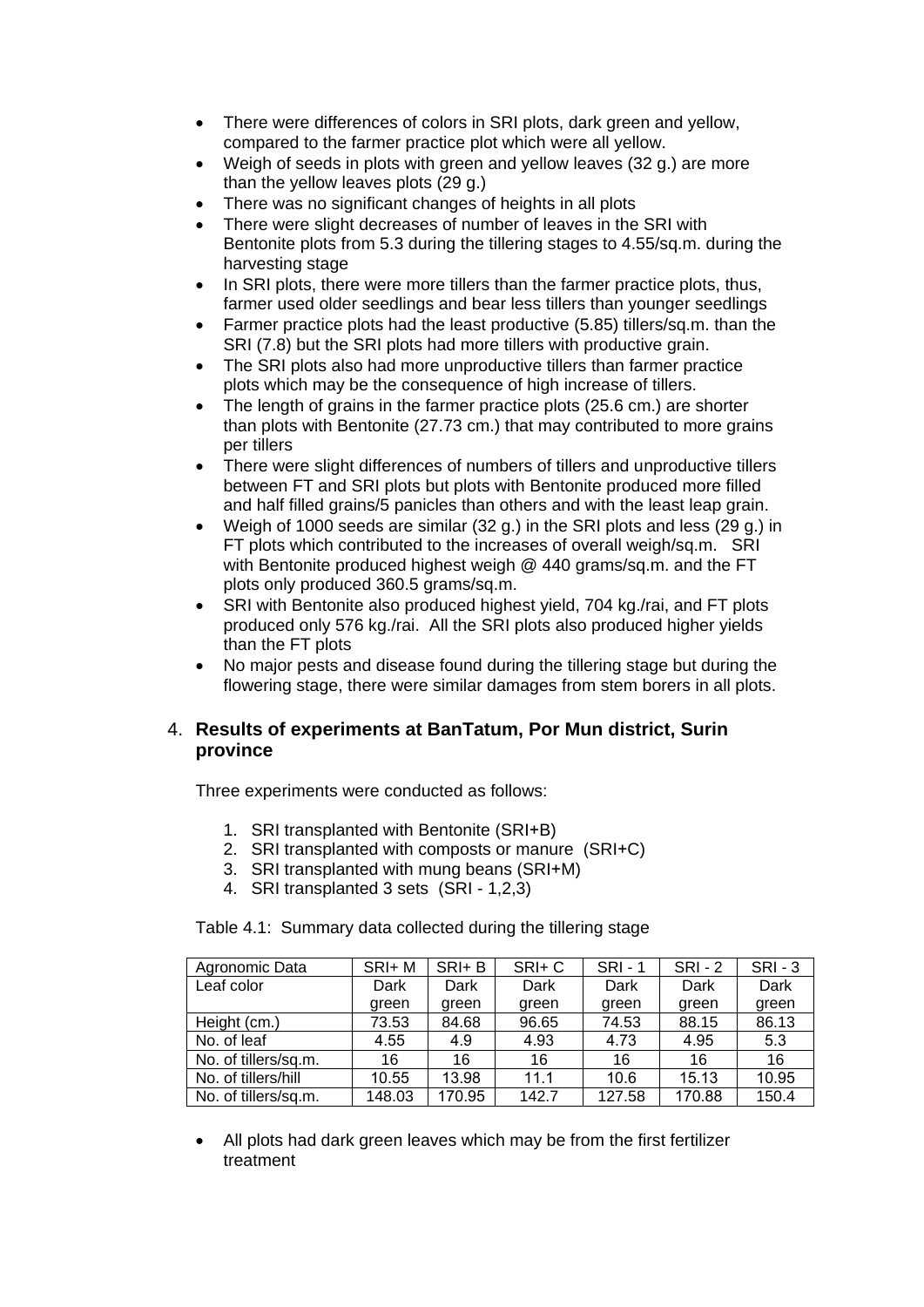- There were differences of colors in SRI plots, dark green and yellow, compared to the farmer practice plot which were all yellow.
- Weigh of seeds in plots with green and yellow leaves (32 g.) are more than the yellow leaves plots (29 g.)
- There was no significant changes of heights in all plots
- There were slight decreases of number of leaves in the SRI with Bentonite plots from 5.3 during the tillering stages to 4.55/sq.m. during the harvesting stage
- In SRI plots, there were more tillers than the farmer practice plots, thus, farmer used older seedlings and bear less tillers than younger seedlings
- Farmer practice plots had the least productive (5.85) tillers/sq.m. than the SRI (7.8) but the SRI plots had more tillers with productive grain.
- The SRI plots also had more unproductive tillers than farmer practice plots which may be the consequence of high increase of tillers.
- The length of grains in the farmer practice plots (25.6 cm.) are shorter than plots with Bentonite (27.73 cm.) that may contributed to more grains per tillers
- There were slight differences of numbers of tillers and unproductive tillers between FT and SRI plots but plots with Bentonite produced more filled and half filled grains/5 panicles than others and with the least leap grain.
- Weigh of 1000 seeds are similar (32 g.) in the SRI plots and less (29 g.) in FT plots which contributed to the increases of overall weigh/sq.m. SRI with Bentonite produced highest weigh @ 440 grams/sq.m. and the FT plots only produced 360.5 grams/sq.m.
- SRI with Bentonite also produced highest yield, 704 kg./rai, and FT plots produced only 576 kg./rai. All the SRI plots also produced higher yields than the FT plots
- No major pests and disease found during the tillering stage but during the flowering stage, there were similar damages from stem borers in all plots.

## 4. Results of experiments at BanTatum, Por Mun district, Surin province

Three experiments were conducted as follows:

1. SRI transplanted with Bentonite (SRI+B)
2. SRI transplanted with composts or manure (SRI+C)
3. SRI transplanted with mung beans (SRI+M)
4. SRI transplanted 3 sets (SRI - 1,2,3)

Table 4.1: Summary data collected during the tillering stage

| Agronomic Data | SRI+ M | SRI+ B | SRI+ C | SRI - 1 | SRI - 2 | SRI - 3 |
|---|---|---|---|---|---|---|
| Leaf color | Dark green | Dark green | Dark green | Dark green | Dark green | Dark green |
| Height (cm.) | 73.53 | 84.68 | 96.65 | 74.53 | 88.15 | 86.13 |
| No. of leaf | 4.55 | 4.9 | 4.93 | 4.73 | 4.95 | 5.3 |
| No. of tillers/sq.m. | 16 | 16 | 16 | 16 | 16 | 16 |
| No. of tillers/hill | 10.55 | 13.98 | 11.1 | 10.6 | 15.13 | 10.95 |
| No. of tillers/sq.m. | 148.03 | 170.95 | 142.7 | 127.58 | 170.88 | 150.4 |

- All plots had dark green leaves which may be from the first fertilizer treatment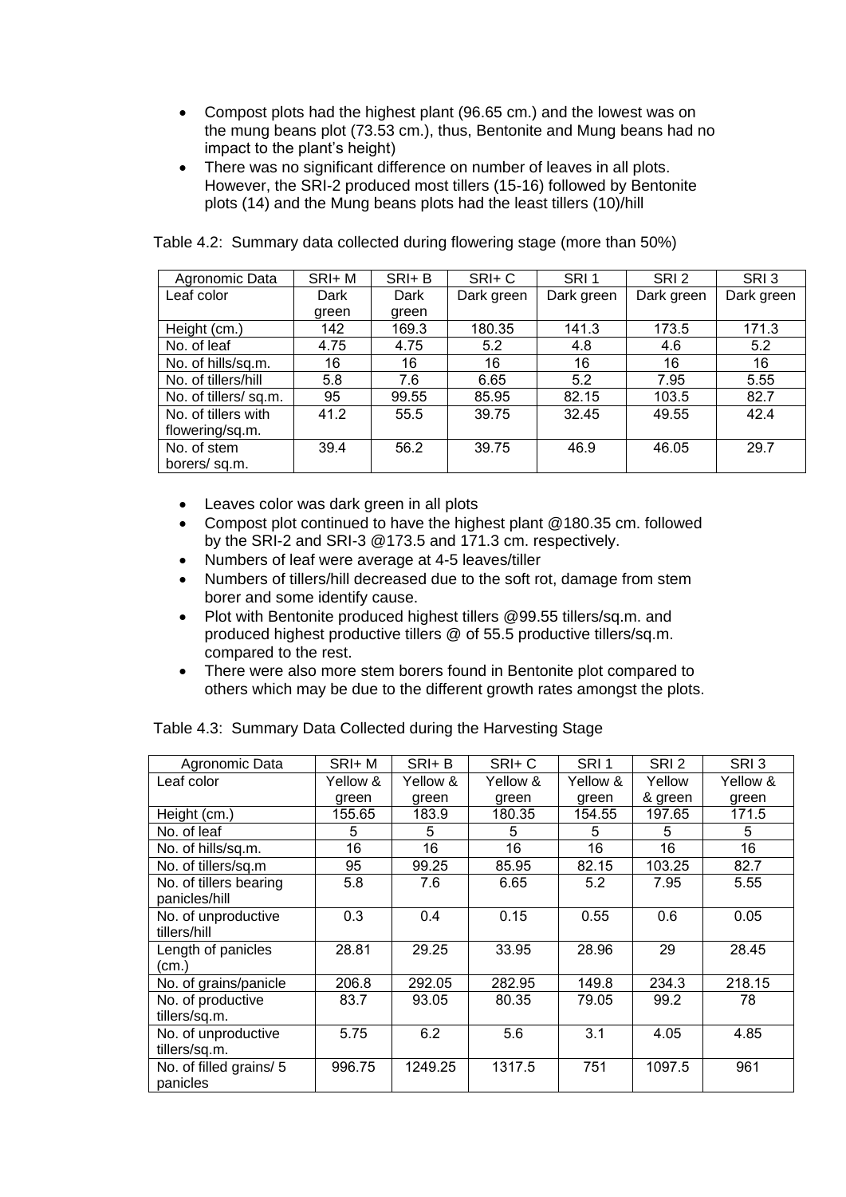- Compost plots had the highest plant (96.65 cm.) and the lowest was on the mung beans plot (73.53 cm.), thus, Bentonite and Mung beans had no impact to the plant's height)
- There was no significant difference on number of leaves in all plots. However, the SRI-2 produced most tillers (15-16) followed by Bentonite plots (14) and the Mung beans plots had the least tillers (10)/hill

Table 4.2: Summary data collected during flowering stage (more than 50%)

| Agronomic Data | SRI+ M | SRI+ B | SRI+ C | SRI 1 | SRI 2 | SRI 3 |
|---|---|---|---|---|---|---|
| Leaf color | Dark green | Dark green | Dark green | Dark green | Dark green | Dark green |
| Height (cm.) | 142 | 169.3 | 180.35 | 141.3 | 173.5 | 171.3 |
| No. of leaf | 4.75 | 4.75 | 5.2 | 4.8 | 4.6 | 5.2 |
| No. of hills/sq.m. | 16 | 16 | 16 | 16 | 16 | 16 |
| No. of tillers/hill | 5.8 | 7.6 | 6.65 | 5.2 | 7.95 | 5.55 |
| No. of tillers/ sq.m. | 95 | 99.55 | 85.95 | 82.15 | 103.5 | 82.7 |
| No. of tillers with flowering/sq.m. | 41.2 | 55.5 | 39.75 | 32.45 | 49.55 | 42.4 |
| No. of stem borers/ sq.m. | 39.4 | 56.2 | 39.75 | 46.9 | 46.05 | 29.7 |

- Leaves color was dark green in all plots
- Compost plot continued to have the highest plant @180.35 cm. followed by the SRI-2 and SRI-3 @173.5 and 171.3 cm. respectively.
- Numbers of leaf were average at 4-5 leaves/tiller
- Numbers of tillers/hill decreased due to the soft rot, damage from stem borer and some identify cause.
- Plot with Bentonite produced highest tillers @99.55 tillers/sq.m. and produced highest productive tillers @ of 55.5 productive tillers/sq.m. compared to the rest.
- There were also more stem borers found in Bentonite plot compared to others which may be due to the different growth rates amongst the plots.

Table 4.3: Summary Data Collected during the Harvesting Stage

| Agronomic Data | SRI+ M | SRI+ B | SRI+ C | SRI 1 | SRI 2 | SRI 3 |
|---|---|---|---|---|---|---|
| Leaf color | Yellow & green | Yellow & green | Yellow & green | Yellow & green | Yellow & green | Yellow & green |
| Height (cm.) | 155.65 | 183.9 | 180.35 | 154.55 | 197.65 | 171.5 |
| No. of leaf | 5 | 5 | 5 | 5 | 5 | 5 |
| No. of hills/sq.m. | 16 | 16 | 16 | 16 | 16 | 16 |
| No. of tillers/sq.m | 95 | 99.25 | 85.95 | 82.15 | 103.25 | 82.7 |
| No. of tillers bearing panicles/hill | 5.8 | 7.6 | 6.65 | 5.2 | 7.95 | 5.55 |
| No. of unproductive tillers/hill | 0.3 | 0.4 | 0.15 | 0.55 | 0.6 | 0.05 |
| Length of panicles (cm.) | 28.81 | 29.25 | 33.95 | 28.96 | 29 | 28.45 |
| No. of grains/panicle | 206.8 | 292.05 | 282.95 | 149.8 | 234.3 | 218.15 |
| No. of productive tillers/sq.m. | 83.7 | 93.05 | 80.35 | 79.05 | 99.2 | 78 |
| No. of unproductive tillers/sq.m. | 5.75 | 6.2 | 5.6 | 3.1 | 4.05 | 4.85 |
| No. of filled grains/ 5 panicles | 996.75 | 1249.25 | 1317.5 | 751 | 1097.5 | 961 |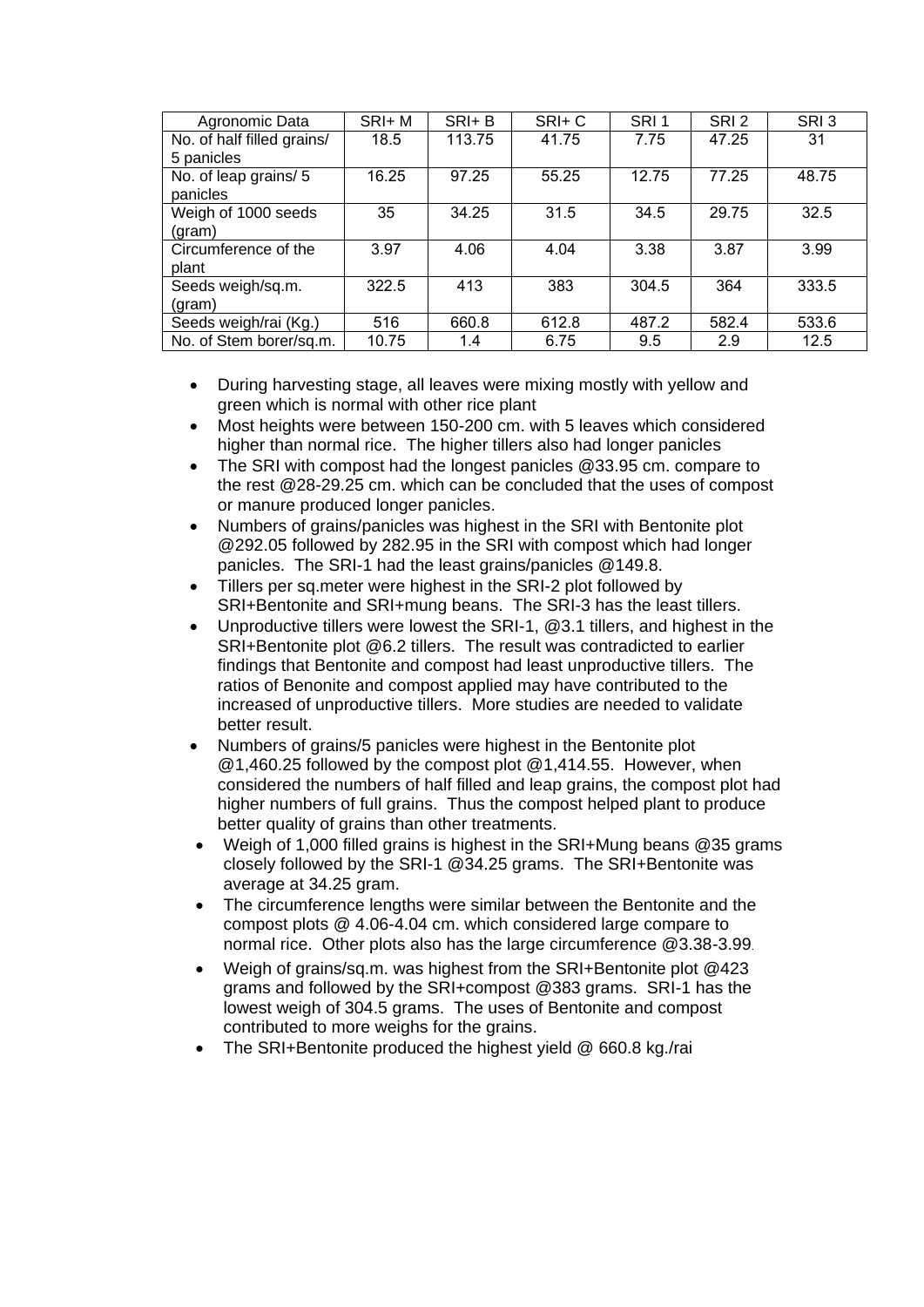| Agronomic Data | SRI+ M | SRI+ B | SRI+ C | SRI 1 | SRI 2 | SRI 3 |
|---|---|---|---|---|---|---|
| No. of half filled grains/ 5 panicles | 18.5 | 113.75 | 41.75 | 7.75 | 47.25 | 31 |
| No. of leap grains/ 5 panicles | 16.25 | 97.25 | 55.25 | 12.75 | 77.25 | 48.75 |
| Weigh of 1000 seeds (gram) | 35 | 34.25 | 31.5 | 34.5 | 29.75 | 32.5 |
| Circumference of the plant | 3.97 | 4.06 | 4.04 | 3.38 | 3.87 | 3.99 |
| Seeds weigh/sq.m. (gram) | 322.5 | 413 | 383 | 304.5 | 364 | 333.5 |
| Seeds weigh/rai (Kg.) | 516 | 660.8 | 612.8 | 487.2 | 582.4 | 533.6 |
| No. of Stem borer/sq.m. | 10.75 | 1.4 | 6.75 | 9.5 | 2.9 | 12.5 |

- During harvesting stage, all leaves were mixing mostly with yellow and green which is normal with other rice plant
- Most heights were between 150-200 cm. with 5 leaves which considered higher than normal rice. The higher tillers also had longer panicles
- The SRI with compost had the longest panicles @33.95 cm. compare to the rest @28-29.25 cm. which can be concluded that the uses of compost or manure produced longer panicles.
- Numbers of grains/panicles was highest in the SRI with Bentonite plot @292.05 followed by 282.95 in the SRI with compost which had longer panicles. The SRI-1 had the least grains/panicles @149.8.
- Tillers per sq.meter were highest in the SRI-2 plot followed by SRI+Bentonite and SRI+mung beans. The SRI-3 has the least tillers.
- Unproductive tillers were lowest the SRI-1, @3.1 tillers, and highest in the SRI+Bentonite plot @6.2 tillers. The result was contradicted to earlier findings that Bentonite and compost had least unproductive tillers. The ratios of Benonite and compost applied may have contributed to the increased of unproductive tillers. More studies are needed to validate better result.
- Numbers of grains/5 panicles were highest in the Bentonite plot @1,460.25 followed by the compost plot @1,414.55. However, when considered the numbers of half filled and leap grains, the compost plot had higher numbers of full grains. Thus the compost helped plant to produce better quality of grains than other treatments.
- Weigh of 1,000 filled grains is highest in the SRI+Mung beans @35 grams closely followed by the SRI-1 @34.25 grams. The SRI+Bentonite was average at 34.25 gram.
- The circumference lengths were similar between the Bentonite and the compost plots @ 4.06-4.04 cm. which considered large compare to normal rice. Other plots also has the large circumference @3.38-3.99.
- Weigh of grains/sq.m. was highest from the SRI+Bentonite plot @423 grams and followed by the SRI+compost @383 grams. SRI-1 has the lowest weigh of 304.5 grams. The uses of Bentonite and compost contributed to more weighs for the grains.
- The SRI+Bentonite produced the highest yield @ 660.8 kg./rai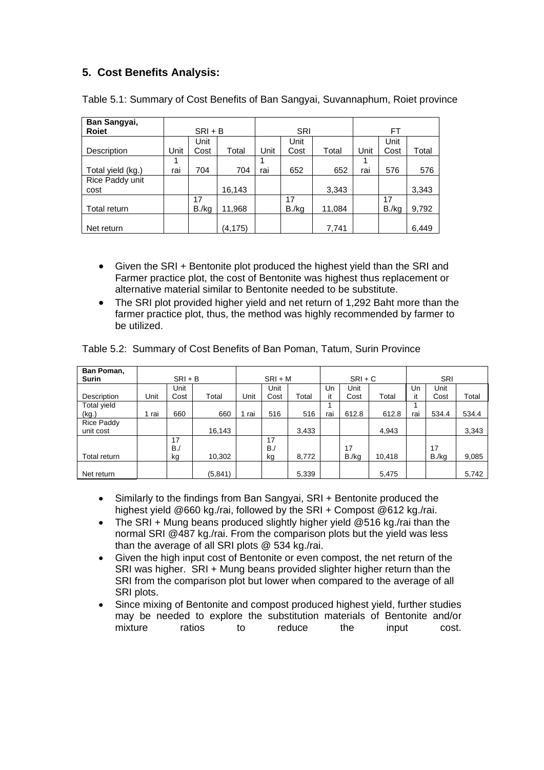## 5. Cost Benefits Analysis:

Table 5.1: Summary of Cost Benefits of Ban Sangyai, Suvannaphum, Roiet province

| Ban Sangyai, Roiet | SRI + B | | | SRI | | | FT | | |
|---|---|---|---|---|---|---|---|---|---|
| Description | Unit | Unit Cost | Total | Unit | Unit Cost | Total | Unit | Unit Cost | Total |
| Total yield (kg.) | 1 rai | 704 | 704 | 1 rai | 652 | 652 | 1 rai | 576 | 576 |
| Rice Paddy unit cost | | | 16,143 | | | 3,343 | | | 3,343 |
| Total return | | 17 B./kg | 11,968 | | 17 B./kg | 11,084 | | 17 B./kg | 9,792 |
| Net return | | | (4,175) | | | 7,741 | | | 6,449 |

- Given the SRI + Bentonite plot produced the highest yield than the SRI and Farmer practice plot, the cost of Bentonite was highest thus replacement or alternative material similar to Bentonite needed to be substitute.
- The SRI plot provided higher yield and net return of 1,292 Baht more than the farmer practice plot, thus, the method was highly recommended by farmer to be utilized.

Table 5.2: Summary of Cost Benefits of Ban Poman, Tatum, Surin Province

| Ban Poman, Surin | SRI + B | | | SRI + M | | | SRI + C | | | SRI | | |
|---|---|---|---|---|---|---|---|---|---|---|---|---|
| Description | Unit | Unit Cost | Total | Unit | Unit Cost | Total | Unit | Unit Cost | Total | Unit | Unit Cost | Total |
| Total yield (kg.) | 1 rai | 660 | 660 | 1 rai | 516 | 516 | 1 rai | 612.8 | 612.8 | 1 rai | 534.4 | 534.4 |
| Rice Paddy unit cost | | | 16,143 | | | 3,433 | | | 4,943 | | | 3,343 |
| Total return | | 17 B./kg | 10,302 | | 17 B./kg | 8,772 | | 17 B./kg | 10,418 | | 17 B./kg | 9,085 |
| Net return | | | (5,841) | | | 5,339 | | | 5,475 | | | 5,742 |

- Similarly to the findings from Ban Sangyai, SRI + Bentonite produced the highest yield @660 kg./rai, followed by the SRI + Compost @612 kg./rai.
- The SRI + Mung beans produced slightly higher yield @516 kg./rai than the normal SRI @487 kg./rai. From the comparison plots but the yield was less than the average of all SRI plots @ 534 kg./rai.
- Given the high input cost of Bentonite or even compost, the net return of the SRI was higher. SRI + Mung beans provided slighter higher return than the SRI from the comparison plot but lower when compared to the average of all SRI plots.
- Since mixing of Bentonite and compost produced highest yield, further studies may be needed to explore the substitution materials of Bentonite and/or mixture ratios to reduce the input cost.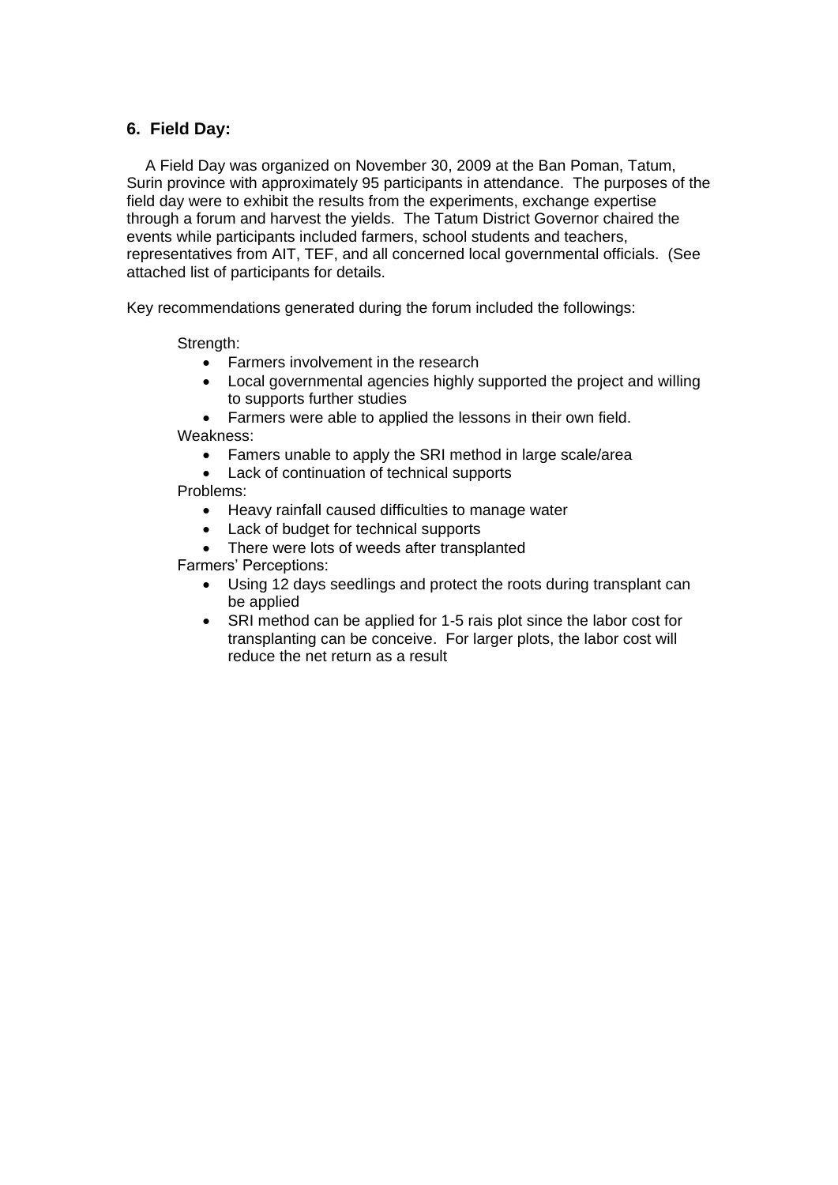## 6. Field Day:

A Field Day was organized on November 30, 2009 at the Ban Poman, Tatum, Surin province with approximately 95 participants in attendance. The purposes of the field day were to exhibit the results from the experiments, exchange expertise through a forum and harvest the yields. The Tatum District Governor chaired the events while participants included farmers, school students and teachers, representatives from AIT, TEF, and all concerned local governmental officials. (See attached list of participants for details.

Key recommendations generated during the forum included the followings:

Strength:

- Farmers involvement in the research
- Local governmental agencies highly supported the project and willing to supports further studies
- Farmers were able to applied the lessons in their own field.

Weakness:

- Famers unable to apply the SRI method in large scale/area
- Lack of continuation of technical supports

Problems:

- Heavy rainfall caused difficulties to manage water
- Lack of budget for technical supports
- There were lots of weeds after transplanted

Farmers' Perceptions:

- Using 12 days seedlings and protect the roots during transplant can be applied
- SRI method can be applied for 1-5 rais plot since the labor cost for transplanting can be conceive. For larger plots, the labor cost will reduce the net return as a result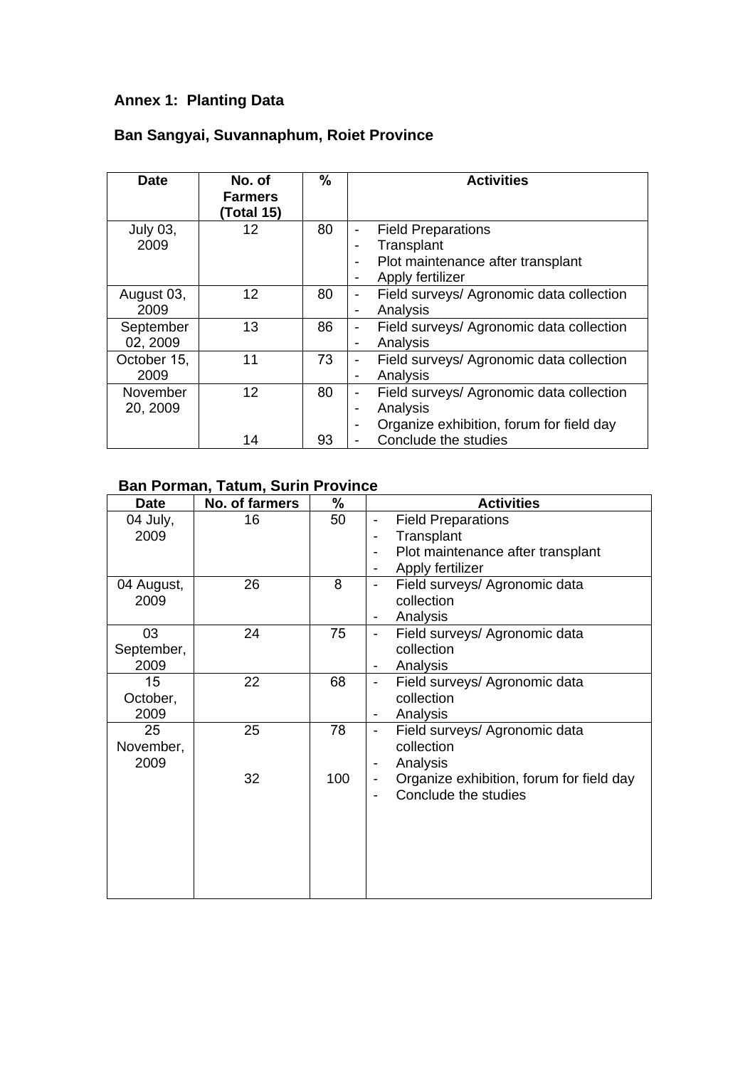## Annex 1: Planting Data

### Ban Sangyai, Suvannaphum, Roiet Province

| Date | No. of Farmers (Total 15) | % | Activities |
|---|---|---|---|
| July 03, 2009 | 12 | 80 | - Field Preparations<br>- Transplant<br>- Plot maintenance after transplant<br>- Apply fertilizer |
| August 03, 2009 | 12 | 80 | - Field surveys/ Agronomic data collection<br>- Analysis |
| September 02, 2009 | 13 | 86 | - Field surveys/ Agronomic data collection<br>- Analysis |
| October 15, 2009 | 11 | 73 | - Field surveys/ Agronomic data collection<br>- Analysis |
| November 20, 2009 | 12<br><br><br>14 | 80<br><br><br>93 | - Field surveys/ Agronomic data collection<br>- Analysis<br>- Organize exhibition, forum for field day<br>- Conclude the studies |

### Ban Porman, Tatum, Surin Province

| Date | No. of farmers | % | Activities |
|---|---|---|---|
| 04 July, 2009 | 16 | 50 | - Field Preparations<br>- Transplant<br>- Plot maintenance after transplant<br>- Apply fertilizer |
| 04 August, 2009 | 26 | 8 | - Field surveys/ Agronomic data collection<br>- Analysis |
| 03 September, 2009 | 24 | 75 | - Field surveys/ Agronomic data collection<br>- Analysis |
| 15 October, 2009 | 22 | 68 | - Field surveys/ Agronomic data collection<br>- Analysis |
| 25 November, 2009 | 25<br><br><br>32 | 78<br><br><br>100 | - Field surveys/ Agronomic data collection<br>- Analysis<br>- Organize exhibition, forum for field day<br>- Conclude the studies |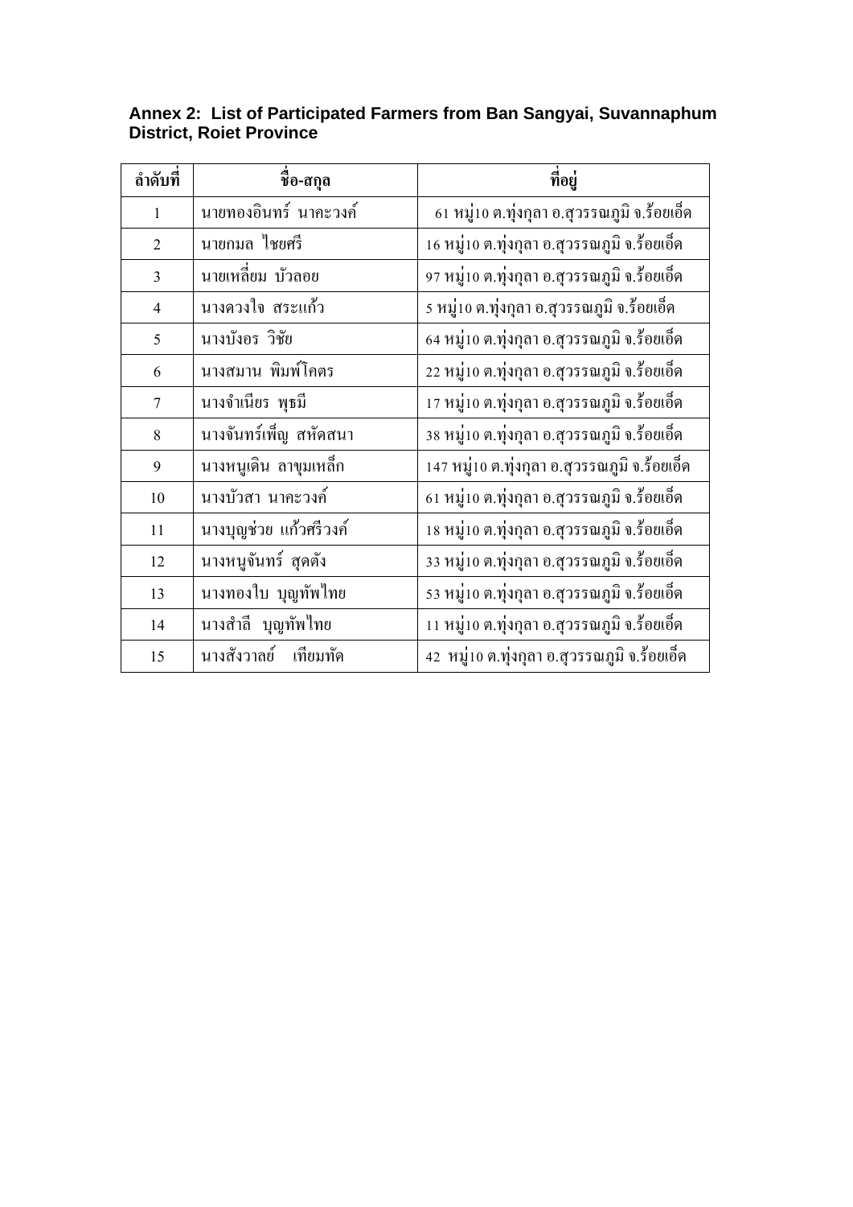**Annex 2: List of Participated Farmers from Ban Sangyai, Suvannaphum District, Roiet Province**

| ลำดับที่ | ชื่อ-สกุล | ที่อยู่ |
|---|---|---|
| 1 | นายทองอินทร์ นาคะวงค์ | 61 หมู่10 ต.ทุ่งกุลา อ.สุวรรณภูมิ จ.ร้อยเอ็ด |
| 2 | นายกมล ไชยศรี | 16 หมู่10 ต.ทุ่งกุลา อ.สุวรรณภูมิ จ.ร้อยเอ็ด |
| 3 | นายเหลี่ยม บัวลอย | 97 หมู่10 ต.ทุ่งกุลา อ.สุวรรณภูมิ จ.ร้อยเอ็ด |
| 4 | นางดวงใจ สระแก้ว | 5 หมู่10 ต.ทุ่งกุลา อ.สุวรรณภูมิ จ.ร้อยเอ็ด |
| 5 | นางบังอร วิชัย | 64 หมู่10 ต.ทุ่งกุลา อ.สุวรรณภูมิ จ.ร้อยเอ็ด |
| 6 | นางสมาน พิมพ์โคตร | 22 หมู่10 ต.ทุ่งกุลา อ.สุวรรณภูมิ จ.ร้อยเอ็ด |
| 7 | นางจำเนียร พุธมี | 17 หมู่10 ต.ทุ่งกุลา อ.สุวรรณภูมิ จ.ร้อยเอ็ด |
| 8 | นางจันทร์เพ็ญ สหัดสนา | 38 หมู่10 ต.ทุ่งกุลา อ.สุวรรณภูมิ จ.ร้อยเอ็ด |
| 9 | นางหนูเดิน ลาขุมเหล็ก | 147 หมู่10 ต.ทุ่งกุลา อ.สุวรรณภูมิ จ.ร้อยเอ็ด |
| 10 | นางบัวสา นาคะวงค์ | 61 หมู่10 ต.ทุ่งกุลา อ.สุวรรณภูมิ จ.ร้อยเอ็ด |
| 11 | นางบุญช่วย แก้วศรีวงค์ | 18 หมู่10 ต.ทุ่งกุลา อ.สุวรรณภูมิ จ.ร้อยเอ็ด |
| 12 | นางหนูจันทร์ สุดตัง | 33 หมู่10 ต.ทุ่งกุลา อ.สุวรรณภูมิ จ.ร้อยเอ็ด |
| 13 | นางทองใบ บุญทัพไทย | 53 หมู่10 ต.ทุ่งกุลา อ.สุวรรณภูมิ จ.ร้อยเอ็ด |
| 14 | นางสำลี บุญทัพไทย | 11 หมู่10 ต.ทุ่งกุลา อ.สุวรรณภูมิ จ.ร้อยเอ็ด |
| 15 | นางสังวาลย์ เทียมทัด | 42 หมู่10 ต.ทุ่งกุลา อ.สุวรรณภูมิ จ.ร้อยเอ็ด |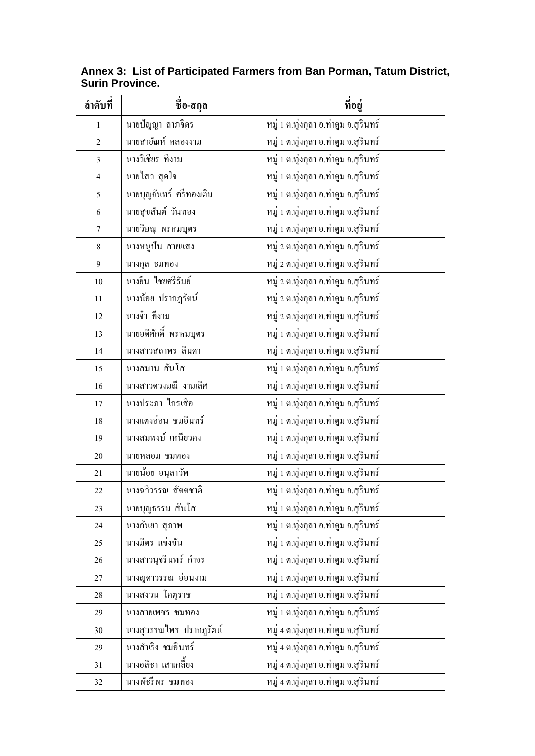**Annex 3: List of Participated Farmers from Ban Porman, Tatum District, Surin Province.**

| ลำดับที่ | ชื่อ-สกุล | ที่อยู่ |
|---|---|---|
| 1 | นายปัญญา ลาภจิตร | หมู่ 1 ต.ทุ่งกุลา อ.ท่าตูม จ.สุรินทร์ |
| 2 | นายสายัณห์ คลองงาม | หมู่ 1 ต.ทุ่งกุลา อ.ท่าตูม จ.สุรินทร์ |
| 3 | นางวิเชียร ทึงาม | หมู่ 1 ต.ทุ่งกุลา อ.ท่าตูม จ.สุรินทร์ |
| 4 | นายไสว สุดใจ | หมู่ 1 ต.ทุ่งกุลา อ.ท่าตูม จ.สุรินทร์ |
| 5 | นายบุญจันทร์ ศรีทองเติม | หมู่ 1 ต.ทุ่งกุลา อ.ท่าตูม จ.สุรินทร์ |
| 6 | นายสุขสันต์ วันทอง | หมู่ 1 ต.ทุ่งกุลา อ.ท่าตูม จ.สุรินทร์ |
| 7 | นายวิษณุ พรหมบุตร | หมู่ 1 ต.ทุ่งกุลา อ.ท่าตูม จ.สุรินทร์ |
| 8 | นางหนูปั่น สายแสง | หมู่ 2 ต.ทุ่งกุลา อ.ท่าตูม จ.สุรินทร์ |
| 9 | นางกุล ชมทอง | หมู่ 2 ต.ทุ่งกุลา อ.ท่าตูม จ.สุรินทร์ |
| 10 | นางยิน ไชยศรีรัมย์ | หมู่ 2 ต.ทุ่งกุลา อ.ท่าตูม จ.สุรินทร์ |
| 11 | นางน้อย ปรากฏรัตน์ | หมู่ 2 ต.ทุ่งกุลา อ.ท่าตูม จ.สุรินทร์ |
| 12 | นางจ๋ำ ทึงาม | หมู่ 2 ต.ทุ่งกุลา อ.ท่าตูม จ.สุรินทร์ |
| 13 | นายอดิศักดิ์ พรหมบุตร | หมู่ 1 ต.ทุ่งกุลา อ.ท่าตูม จ.สุรินทร์ |
| 14 | นางสาวสถาพร ลินดา | หมู่ 1 ต.ทุ่งกุลา อ.ท่าตูม จ.สุรินทร์ |
| 15 | นางสมาน สันโส | หมู่ 1 ต.ทุ่งกุลา อ.ท่าตูม จ.สุรินทร์ |
| 16 | นางสาวดวงมณี งามเลิศ | หมู่ 1 ต.ทุ่งกุลา อ.ท่าตูม จ.สุรินทร์ |
| 17 | นางประภา ไกรเสือ | หมู่ 1 ต.ทุ่งกุลา อ.ท่าตูม จ.สุรินทร์ |
| 18 | นางแตงอ่อน ชมอินทร์ | หมู่ 1 ต.ทุ่งกุลา อ.ท่าตูม จ.สุรินทร์ |
| 19 | นางสมพงษ์ เหนียวคง | หมู่ 1 ต.ทุ่งกุลา อ.ท่าตูม จ.สุรินทร์ |
| 20 | นายหลอม ชมทอง | หมู่ 1 ต.ทุ่งกุลา อ.ท่าตูม จ.สุรินทร์ |
| 21 | นายน้อย อนุลาวัพ | หมู่ 1 ต.ทุ่งกุลา อ.ท่าตูม จ.สุรินทร์ |
| 22 | นางฉวีวรรณ สัตตชาติ | หมู่ 1 ต.ทุ่งกุลา อ.ท่าตูม จ.สุรินทร์ |
| 23 | นายบุญธรรม สันโส | หมู่ 1 ต.ทุ่งกุลา อ.ท่าตูม จ.สุรินทร์ |
| 24 | นางกันยา สุภาพ | หมู่ 1 ต.ทุ่งกุลา อ.ท่าตูม จ.สุรินทร์ |
| 25 | นางมิตร แข่งขัน | หมู่ 1 ต.ทุ่งกุลา อ.ท่าตูม จ.สุรินทร์ |
| 26 | นางสาวนุจรินทร์ กำจร | หมู่ 1 ต.ทุ่งกุลา อ.ท่าตูม จ.สุรินทร์ |
| 27 | นางญดาวรรณ อ่อนงาม | หมู่ 1 ต.ทุ่งกุลา อ.ท่าตูม จ.สุรินทร์ |
| 28 | นางสงวน โคตุราช | หมู่ 1 ต.ทุ่งกุลา อ.ท่าตูม จ.สุรินทร์ |
| 29 | นางสายเพชร ชมทอง | หมู่ 1 ต.ทุ่งกุลา อ.ท่าตูม จ.สุรินทร์ |
| 30 | นางสุวรรณไพร ปรากฏรัตน์ | หมู่ 4 ต.ทุ่งกุลา อ.ท่าตูม จ.สุรินทร์ |
| 29 | นางสำเริง ชมอินทร์ | หมู่ 4 ต.ทุ่งกุลา อ.ท่าตูม จ.สุรินทร์ |
| 31 | นางอลิชา เสาเกลี้ยง | หมู่ 4 ต.ทุ่งกุลา อ.ท่าตูม จ.สุรินทร์ |
| 32 | นางพัชรีพร ชมทอง | หมู่ 4 ต.ทุ่งกุลา อ.ท่าตูม จ.สุรินทร์ |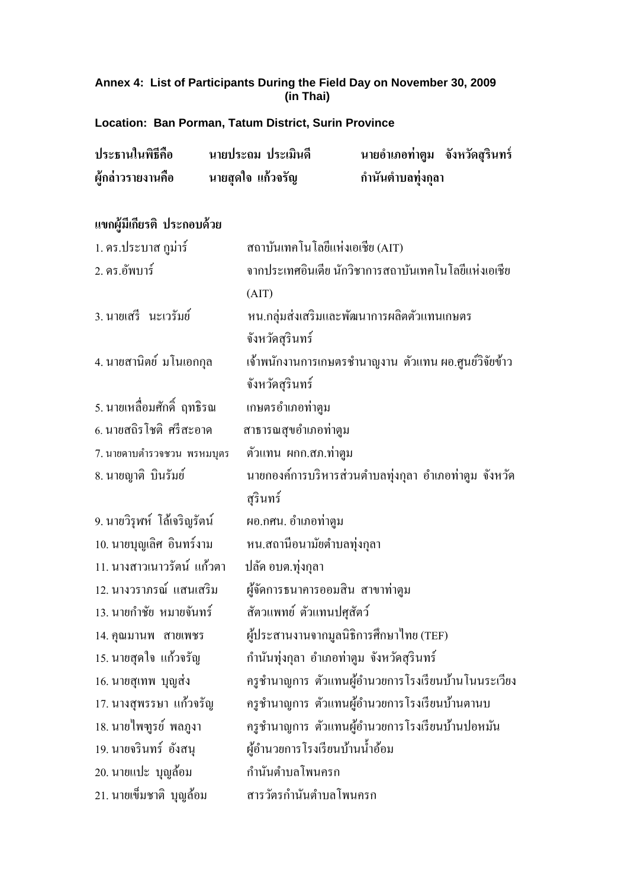**Annex 4: List of Participants During the Field Day on November 30, 2009 (in Thai)**

**Location: Ban Porman, Tatum District, Surin Province**

**ประธานในพิธีคือ** **นายประฉม ประเมินดี** **นายอำเภอท่าตูม จังหวัดสุรินทร์**

**ผู้กล่าวรายงานคือ** **นายสุดใจ แก้วจรัญ** **กำนันตำบลทุ่งกุลา**

**แขกผู้มีเกียรติ ประกอบด้วย**

1. ดร.ประบาส กูม่าร์ — สถาบันเทคโนโลยีแห่งเอเชีย (AIT)
2. ดร.อัพบาร์ — จากประเทศอินเดีย นักวิชาการสถาบันเทคโนโลยีแห่งเอเชีย (AIT)
3. นายเสรี นะเวรัมย์ — หน.กลุ่มส่งเสริมและพัฒนาการผลิตตัวแทนเกษตร จังหวัดสุรินทร์
4. นายสานิตย์ มโนเอกกุล — เจ้าพนักงานการเกษตรชำนาญงาน ตัวแทน ผอ.ศูนย์วิจัยข้าว จังหวัดสุรินทร์
5. นายเหลื่อมศักดิ์ ฤทธิรณ — เกษตรอำเภอท่าตูม
6. นายสถิรโชติ ศรีสะอาด — สาธารณสุขอำเภอท่าตูม
7. นายดาบตำรวจชวน พรหมบุตร — ตัวแทน ผกก.สภ.ท่าตูม
8. นายญาติ บินรัมย์ — นายกองค์การบริหารส่วนตำบลทุ่งกุลา อำเภอท่าตูม จังหวัดสุรินทร์
9. นายวิรุฬห์ โล้เจริญรัตน์ — ผอ.กศน. อำเภอท่าตูม
10. นายบุญเลิศ อินทร์งาม — หน.สถานีอนามัยตำบลทุ่งกุลา
11. นางสาวเนาวรัตน์ แก้วตา — ปลัด อบต.ทุ่งกุลา
12. นางวราภรณ์ แสนเสริม — ผู้จัดการธนาคารออมสิน สาขาท่าตูม
13. นายกำชัย หมายจันทร์ — สัตวแพทย์ ตัวแทนปศุสัตว์
14. คุณมานพ สายเพชร — ผู้ประสานงานจากมูลนิธิการศึกษาไทย (TEF)
15. นายสุดใจ แก้วจรัญ — กำนันทุ่งกุลา อำเภอท่าตูม จังหวัดสุรินทร์
16. นายสุเทพ บุญส่ง — ครูชำนาญการ ตัวแทนผู้อำนวยการโรงเรียนบ้านโนนระเวียง
17. นางสุพรรษา แก้วจรัญ — ครูชำนาญการ ตัวแทนผู้อำนวยการโรงเรียนบ้านตานบ
18. นายไพฑูรย์ พลภูงา — ครูชำนาญการ ตัวแทนผู้อำนวยการโรงเรียนบ้านปอหมัน
19. นายจรินทร์ อังสนุ — ผู้อำนวยการโรงเรียนบ้านน้ำอ้อม
20. นายแปะ บุญล้อม — กำนันตำบลโพนครก
21. นายเข็มชาติ บุญล้อม — สารวัตรกำนันตำบลโพนครก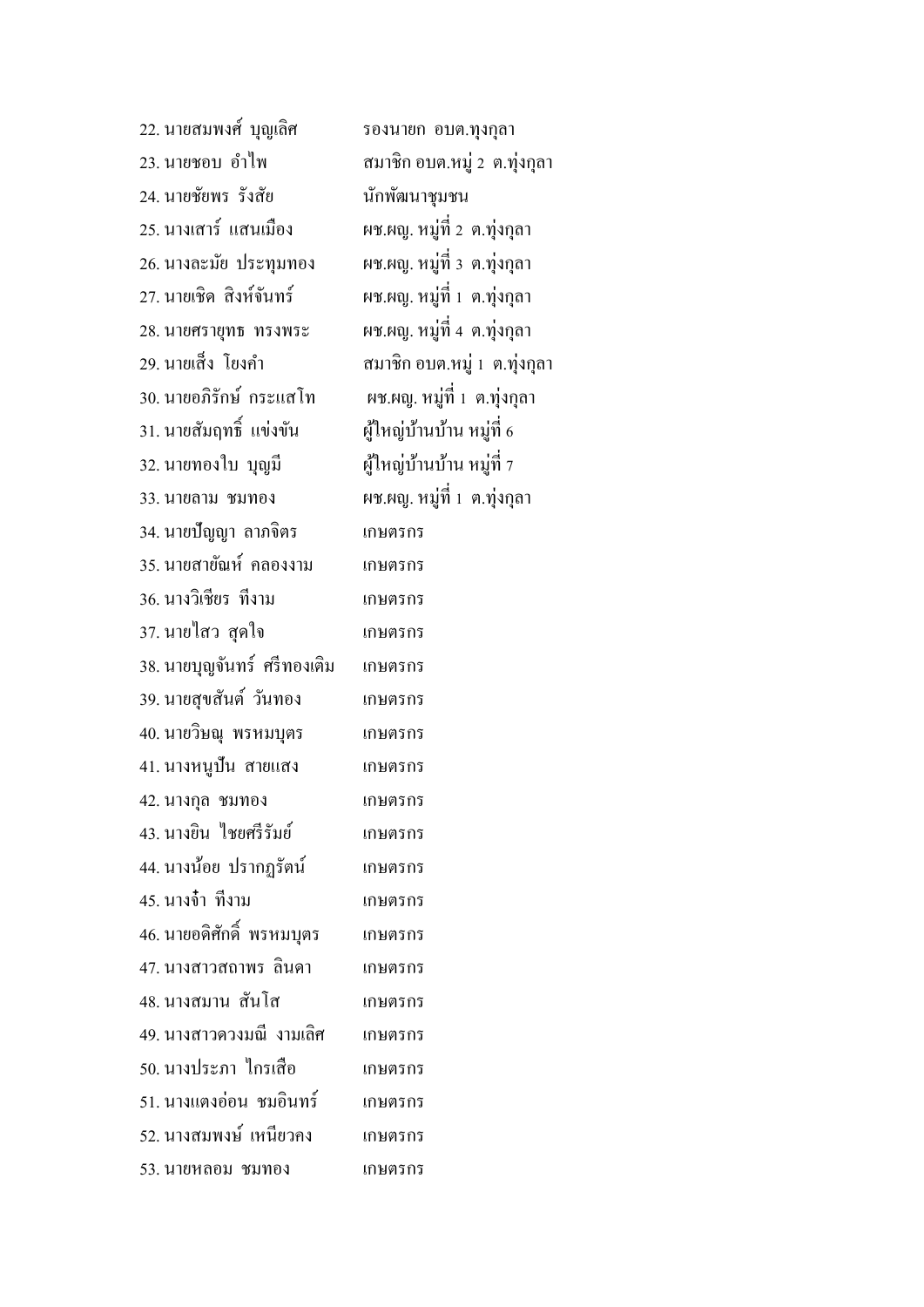22. นายสมพงศ์ บุญเลิศ รองนายก อบต.ทุงกุลา
23. นายชอบ อำไพ สมาชิก อบต.หมู่ 2 ต.ทุ่งกุลา
24. นายชัยพร รังสัย นักพัฒนาชุมชน
25. นางเสาร์ แสนเมือง ผช.ผญ. หมู่ที่ 2 ต.ทุ่งกุลา
26. นางละมัย ประทุมทอง ผช.ผญ. หมู่ที่ 3 ต.ทุ่งกุลา
27. นายเชิด สิงห์จันทร์ ผช.ผญ. หมู่ที่ 1 ต.ทุ่งกุลา
28. นายศรายุทธ ทรงพระ ผช.ผญ. หมู่ที่ 4 ต.ทุ่งกุลา
29. นายเสิ่ง โยงคำ สมาชิก อบต.หมู่ 1 ต.ทุ่งกุลา
30. นายอภิรักษ์ กระแสโท ผช.ผญ. หมู่ที่ 1 ต.ทุ่งกุลา
31. นายสัมฤทธิ์ แข่งขัน ผู้ใหญ่บ้านบ้าน หมู่ที่ 6
32. นายทองใบ บุญมี ผู้ใหญ่บ้านบ้าน หมู่ที่ 7
33. นายลาม ชมทอง ผช.ผญ. หมู่ที่ 1 ต.ทุ่งกุลา
34. นายปัญญา ลาภจิตร เกษตรกร
35. นายสายัณห์ คลองงาม เกษตรกร
36. นางวิเชียร ทีงาม เกษตรกร
37. นายไสว สุดใจ เกษตรกร
38. นายบุญจันทร์ ศรีทองเติม เกษตรกร
39. นายสุขสันต์ วันทอง เกษตรกร
40. นายวิษณุ พรหมบุตร เกษตรกร
41. นางหนูปั่น สายแสง เกษตรกร
42. นางกุล ชมทอง เกษตรกร
43. นางยิน ไชยศรีรัมย์ เกษตรกร
44. นางน้อย ปรากฏรัตน์ เกษตรกร
45. นางจ๋ำ ทีงาม เกษตรกร
46. นายอดิศักดิ์ พรหมบุตร เกษตรกร
47. นางสาวสถาพร ลินดา เกษตรกร
48. นางสมาน สันโส เกษตรกร
49. นางสาวดวงมณี งามเลิศ เกษตรกร
50. นางประภา ไกรเสือ เกษตรกร
51. นางแตงอ่อน ชมอินทร์ เกษตรกร
52. นางสมพงษ์ เหนียวคง เกษตรกร
53. นายหลอม ชมทอง เกษตรกร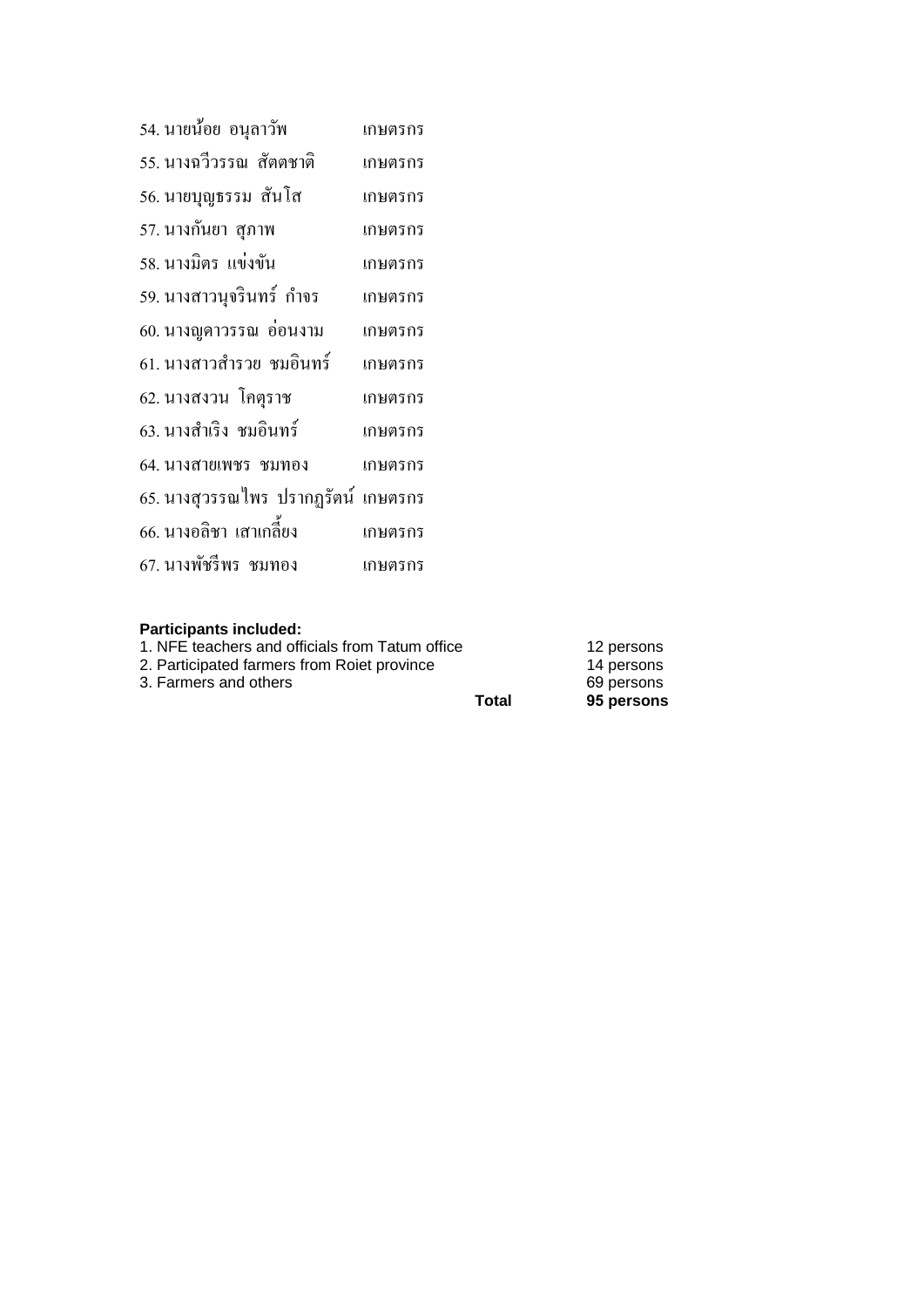54. นายน้อย อนุลาวัพ เกษตรกร

55. นางฉวีวรรณ สัตตชาติ เกษตรกร

56. นายบุญธรรม สันโส เกษตรกร

57. นางกันยา สุภาพ เกษตรกร

58. นางมิตร แข่งขัน เกษตรกร

59. นางสาวนุจรินทร์ กำจร เกษตรกร

60. นางญดาวรรณ อ่อนงาม เกษตรกร

61. นางสาวสำรวย ชมอินทร์ เกษตรกร

62. นางสงวน โคตุราช เกษตรกร

63. นางสำเริง ชมอินทร์ เกษตรกร

64. นางสายเพชร ชมทอง เกษตรกร

65. นางสุวรรณไพร ปรากฏรัตน์ เกษตรกร

66. นางอลิชา เสาเกลี้ยง เกษตรกร

67. นางพัชรีพร ชมทอง เกษตรกร

**Participants included:**

| | | |
|---|---|---|
| 1. NFE teachers and officials from Tatum office | | 12 persons |
| 2. Participated farmers from Roiet province | | 14 persons |
| 3. Farmers and others | | 69 persons |
| | **Total** | **95 persons** |